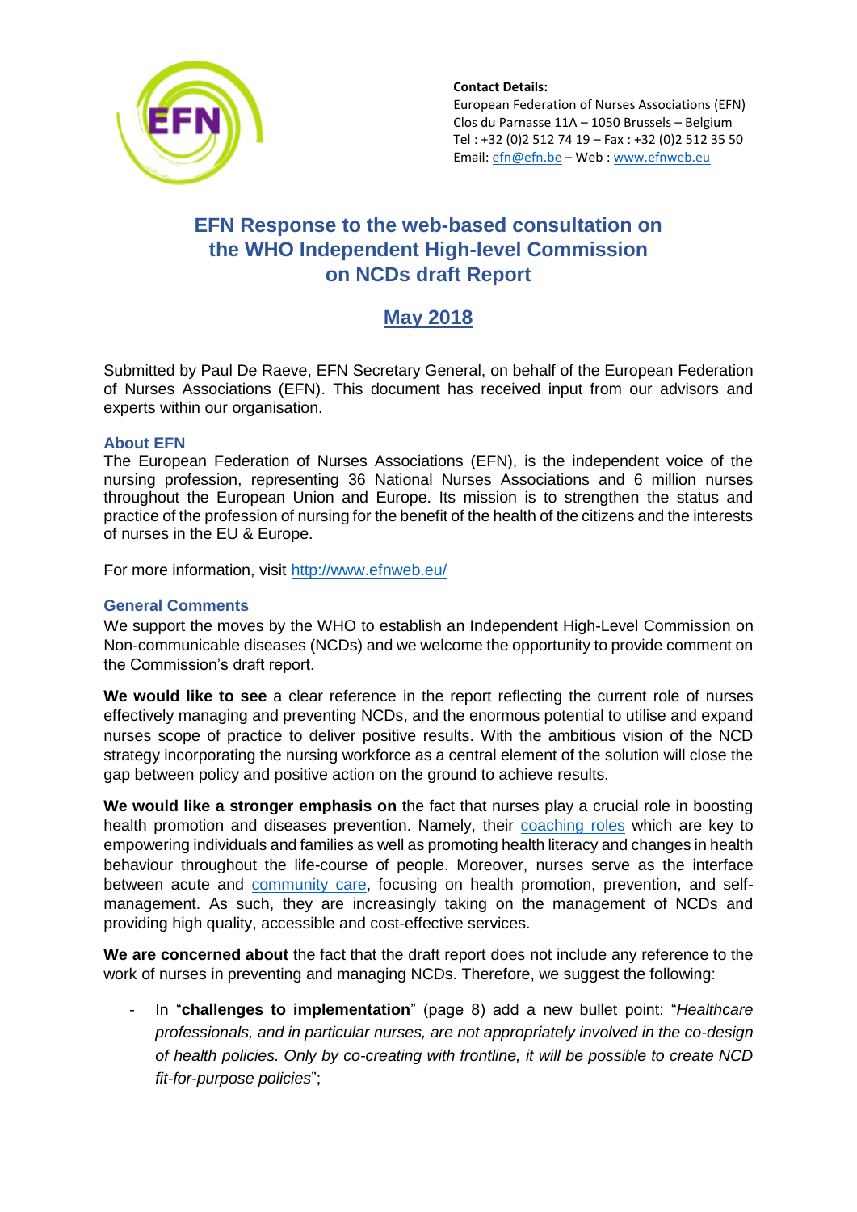**Contact Details:**
European Federation of Nurses Associations (EFN)
Clos du Parnasse 11A – 1050 Brussels – Belgium
Tel : +32 (0)2 512 74 19 – Fax : +32 (0)2 512 35 50
Email: efn@efn.be – Web : www.efnweb.eu

# EFN Response to the web-based consultation on the WHO Independent High-level Commission on NCDs draft Report

## May 2018

Submitted by Paul De Raeve, EFN Secretary General, on behalf of the European Federation of Nurses Associations (EFN). This document has received input from our advisors and experts within our organisation.

### About EFN

The European Federation of Nurses Associations (EFN), is the independent voice of the nursing profession, representing 36 National Nurses Associations and 6 million nurses throughout the European Union and Europe. Its mission is to strengthen the status and practice of the profession of nursing for the benefit of the health of the citizens and the interests of nurses in the EU & Europe.

For more information, visit http://www.efnweb.eu/

### General Comments

We support the moves by the WHO to establish an Independent High-Level Commission on Non-communicable diseases (NCDs) and we welcome the opportunity to provide comment on the Commission's draft report.

**We would like to see** a clear reference in the report reflecting the current role of nurses effectively managing and preventing NCDs, and the enormous potential to utilise and expand nurses scope of practice to deliver positive results. With the ambitious vision of the NCD strategy incorporating the nursing workforce as a central element of the solution will close the gap between policy and positive action on the ground to achieve results.

**We would like a stronger emphasis on** the fact that nurses play a crucial role in boosting health promotion and diseases prevention. Namely, their coaching roles which are key to empowering individuals and families as well as promoting health literacy and changes in health behaviour throughout the life-course of people. Moreover, nurses serve as the interface between acute and community care, focusing on health promotion, prevention, and self-management. As such, they are increasingly taking on the management of NCDs and providing high quality, accessible and cost-effective services.

**We are concerned about** the fact that the draft report does not include any reference to the work of nurses in preventing and managing NCDs. Therefore, we suggest the following:

- In "**challenges to implementation**" (page 8) add a new bullet point: "*Healthcare professionals, and in particular nurses, are not appropriately involved in the co-design of health policies. Only by co-creating with frontline, it will be possible to create NCD fit-for-purpose policies*";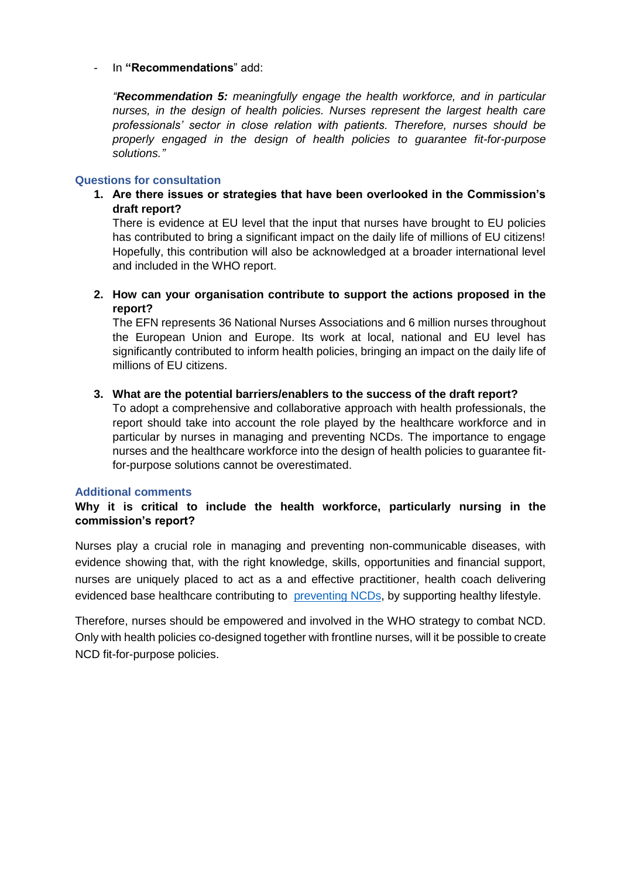- In **"Recommendations**" add:

  *"**Recommendation 5:** meaningfully engage the health workforce, and in particular nurses, in the design of health policies. Nurses represent the largest health care professionals' sector in close relation with patients. Therefore, nurses should be properly engaged in the design of health policies to guarantee fit-for-purpose solutions."*

## Questions for consultation

1. **Are there issues or strategies that have been overlooked in the Commission's draft report?**
   There is evidence at EU level that the input that nurses have brought to EU policies has contributed to bring a significant impact on the daily life of millions of EU citizens! Hopefully, this contribution will also be acknowledged at a broader international level and included in the WHO report.

2. **How can your organisation contribute to support the actions proposed in the report?**
   The EFN represents 36 National Nurses Associations and 6 million nurses throughout the European Union and Europe. Its work at local, national and EU level has significantly contributed to inform health policies, bringing an impact on the daily life of millions of EU citizens.

3. **What are the potential barriers/enablers to the success of the draft report?**
   To adopt a comprehensive and collaborative approach with health professionals, the report should take into account the role played by the healthcare workforce and in particular by nurses in managing and preventing NCDs. The importance to engage nurses and the healthcare workforce into the design of health policies to guarantee fit-for-purpose solutions cannot be overestimated.

## Additional comments

**Why it is critical to include the health workforce, particularly nursing in the commission's report?**

Nurses play a crucial role in managing and preventing non-communicable diseases, with evidence showing that, with the right knowledge, skills, opportunities and financial support, nurses are uniquely placed to act as a and effective practitioner, health coach delivering evidenced base healthcare contributing to preventing NCDs, by supporting healthy lifestyle.

Therefore, nurses should be empowered and involved in the WHO strategy to combat NCD. Only with health policies co-designed together with frontline nurses, will it be possible to create NCD fit-for-purpose policies.